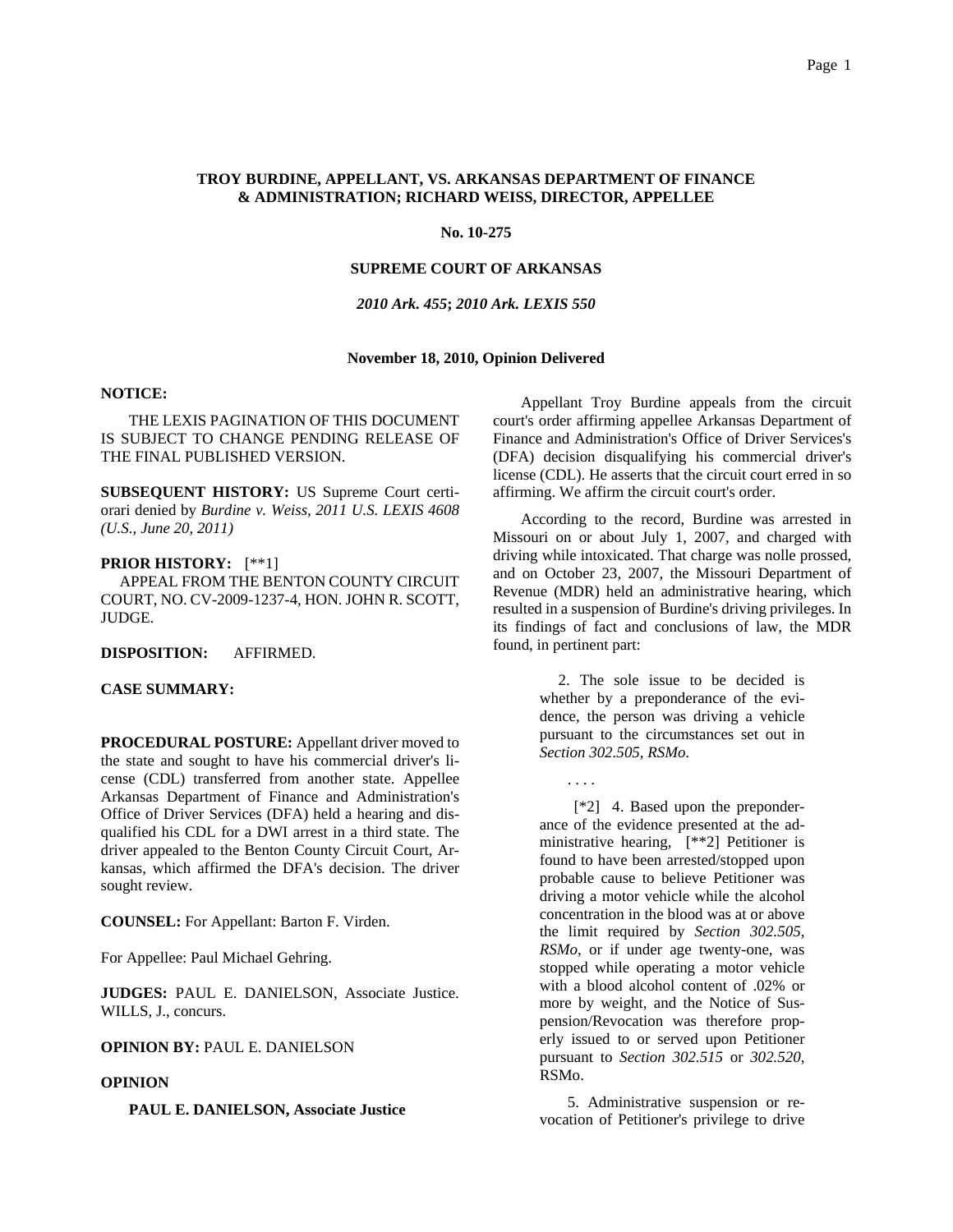**TROY BURDINE, APPELLANT, VS. ARKANSAS DEPARTMENT OF FINANCE & ADMINISTRATION; RICHARD WEISS, DIRECTOR, APPELLEE**

**No. 10-275**

**SUPREME COURT OF ARKANSAS**

***2010 Ark. 455*; *2010 Ark. LEXIS 550***

**November 18, 2010, Opinion Delivered**

**NOTICE:**

THE LEXIS PAGINATION OF THIS DOCUMENT IS SUBJECT TO CHANGE PENDING RELEASE OF THE FINAL PUBLISHED VERSION.

**SUBSEQUENT HISTORY:** US Supreme Court certiorari denied by *Burdine v. Weiss, 2011 U.S. LEXIS 4608 (U.S., June 20, 2011)*

**PRIOR HISTORY:** [**1]
APPEAL FROM THE BENTON COUNTY CIRCUIT COURT, NO. CV-2009-1237-4, HON. JOHN R. SCOTT, JUDGE.

**DISPOSITION:** AFFIRMED.

**CASE SUMMARY:**

**PROCEDURAL POSTURE:** Appellant driver moved to the state and sought to have his commercial driver's license (CDL) transferred from another state. Appellee Arkansas Department of Finance and Administration's Office of Driver Services (DFA) held a hearing and disqualified his CDL for a DWI arrest in a third state. The driver appealed to the Benton County Circuit Court, Arkansas, which affirmed the DFA's decision. The driver sought review.

**COUNSEL:** For Appellant: Barton F. Virden.

For Appellee: Paul Michael Gehring.

**JUDGES:** PAUL E. DANIELSON, Associate Justice. WILLS, J., concurs.

**OPINION BY:** PAUL E. DANIELSON

**OPINION**

**PAUL E. DANIELSON, Associate Justice**

Appellant Troy Burdine appeals from the circuit court's order affirming appellee Arkansas Department of Finance and Administration's Office of Driver Services's (DFA) decision disqualifying his commercial driver's license (CDL). He asserts that the circuit court erred in so affirming. We affirm the circuit court's order.

According to the record, Burdine was arrested in Missouri on or about July 1, 2007, and charged with driving while intoxicated. That charge was nolle prossed, and on October 23, 2007, the Missouri Department of Revenue (MDR) held an administrative hearing, which resulted in a suspension of Burdine's driving privileges. In its findings of fact and conclusions of law, the MDR found, in pertinent part:

> 2. The sole issue to be decided is whether by a preponderance of the evidence, the person was driving a vehicle pursuant to the circumstances set out in *Section 302.505, RSMo*.
>
> . . . .
>
> [*2] 4. Based upon the preponderance of the evidence presented at the administrative hearing, [**2] Petitioner is found to have been arrested/stopped upon probable cause to believe Petitioner was driving a motor vehicle while the alcohol concentration in the blood was at or above the limit required by *Section 302.505, RSMo*, or if under age twenty-one, was stopped while operating a motor vehicle with a blood alcohol content of .02% or more by weight, and the Notice of Suspension/Revocation was therefore properly issued to or served upon Petitioner pursuant to *Section 302.515* or *302.520*, RSMo.
>
> 5. Administrative suspension or revocation of Petitioner's privilege to drive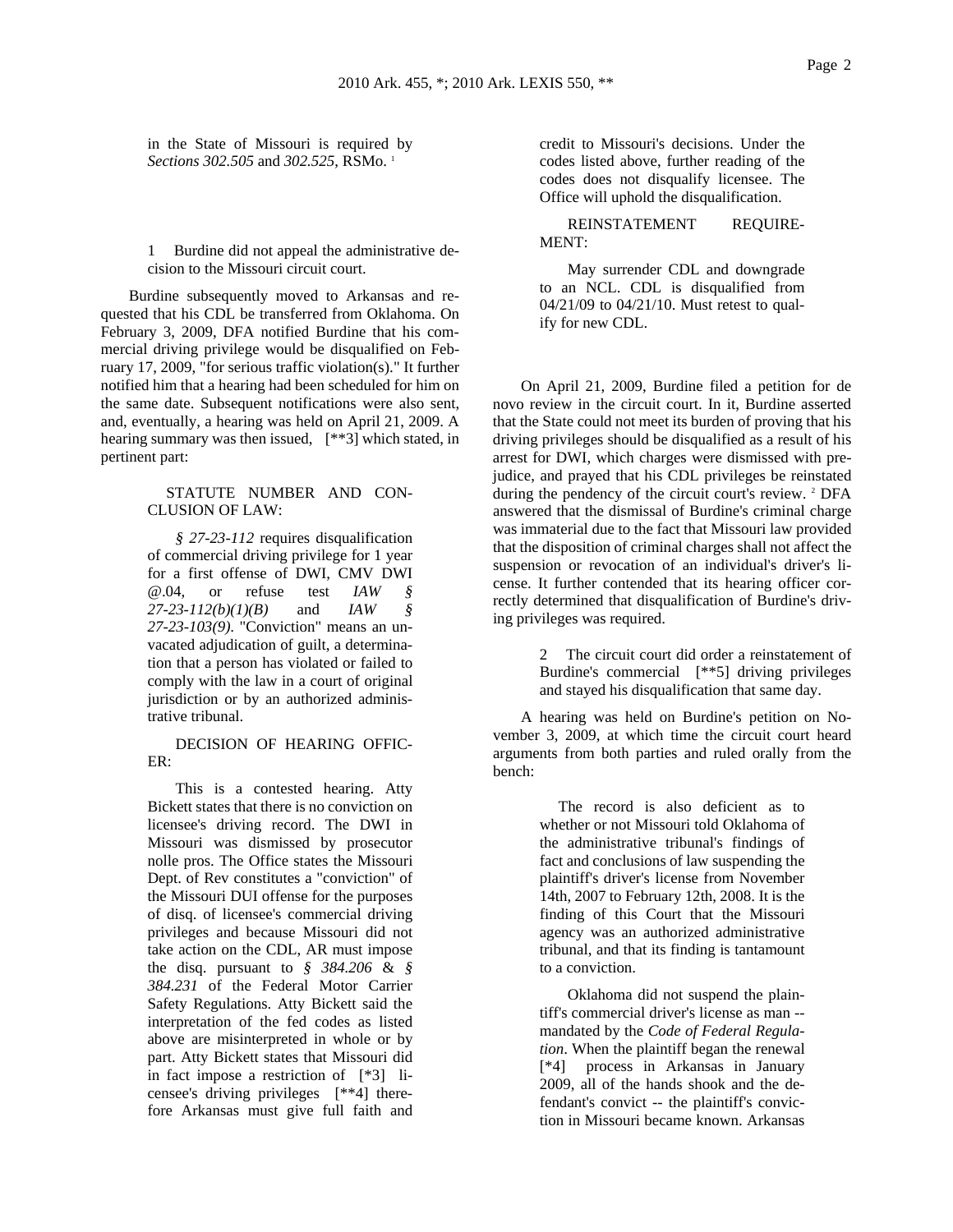in the State of Missouri is required by *Sections 302.505* and *302.525*, RSMo. [1]

1 Burdine did not appeal the administrative decision to the Missouri circuit court.

Burdine subsequently moved to Arkansas and requested that his CDL be transferred from Oklahoma. On February 3, 2009, DFA notified Burdine that his commercial driving privilege would be disqualified on February 17, 2009, "for serious traffic violation(s)." It further notified him that a hearing had been scheduled for him on the same date. Subsequent notifications were also sent, and, eventually, a hearing was held on April 21, 2009. A hearing summary was then issued, [**3] which stated, in pertinent part:

> STATUTE NUMBER AND CONCLUSION OF LAW:
>
> *§ 27-23-112* requires disqualification of commercial driving privilege for 1 year for a first offense of DWI, CMV DWI @.04, or refuse test *IAW § 27-23-112(b)(1)(B)* and *IAW § 27-23-103(9)*. "Conviction" means an unvacated adjudication of guilt, a determination that a person has violated or failed to comply with the law in a court of original jurisdiction or by an authorized administrative tribunal.
>
> DECISION OF HEARING OFFICER:
>
> This is a contested hearing. Atty Bickett states that there is no conviction on licensee's driving record. The DWI in Missouri was dismissed by prosecutor nolle pros. The Office states the Missouri Dept. of Rev constitutes a "conviction" of the Missouri DUI offense for the purposes of disq. of licensee's commercial driving privileges and because Missouri did not take action on the CDL, AR must impose the disq. pursuant to *§ 384.206* & *§ 384.231* of the Federal Motor Carrier Safety Regulations. Atty Bickett said the interpretation of the fed codes as listed above are misinterpreted in whole or by part. Atty Bickett states that Missouri did in fact impose a restriction of [*3] licensee's driving privileges [**4] therefore Arkansas must give full faith and credit to Missouri's decisions. Under the codes listed above, further reading of the codes does not disqualify licensee. The Office will uphold the disqualification.
>
> REINSTATEMENT REQUIREMENT:
>
> May surrender CDL and downgrade to an NCL. CDL is disqualified from 04/21/09 to 04/21/10. Must retest to qualify for new CDL.

On April 21, 2009, Burdine filed a petition for de novo review in the circuit court. In it, Burdine asserted that the State could not meet its burden of proving that his driving privileges should be disqualified as a result of his arrest for DWI, which charges were dismissed with prejudice, and prayed that his CDL privileges be reinstated during the pendency of the circuit court's review. [2] DFA answered that the dismissal of Burdine's criminal charge was immaterial due to the fact that Missouri law provided that the disposition of criminal charges shall not affect the suspension or revocation of an individual's driver's license. It further contended that its hearing officer correctly determined that disqualification of Burdine's driving privileges was required.

2 The circuit court did order a reinstatement of Burdine's commercial [**5] driving privileges and stayed his disqualification that same day.

A hearing was held on Burdine's petition on November 3, 2009, at which time the circuit court heard arguments from both parties and ruled orally from the bench:

> The record is also deficient as to whether or not Missouri told Oklahoma of the administrative tribunal's findings of fact and conclusions of law suspending the plaintiff's driver's license from November 14th, 2007 to February 12th, 2008. It is the finding of this Court that the Missouri agency was an authorized administrative tribunal, and that its finding is tantamount to a conviction.
>
> Oklahoma did not suspend the plaintiff's commercial driver's license as man -- mandated by the *Code of Federal Regulation*. When the plaintiff began the renewal [*4] process in Arkansas in January 2009, all of the hands shook and the defendant's convict -- the plaintiff's conviction in Missouri became known. Arkansas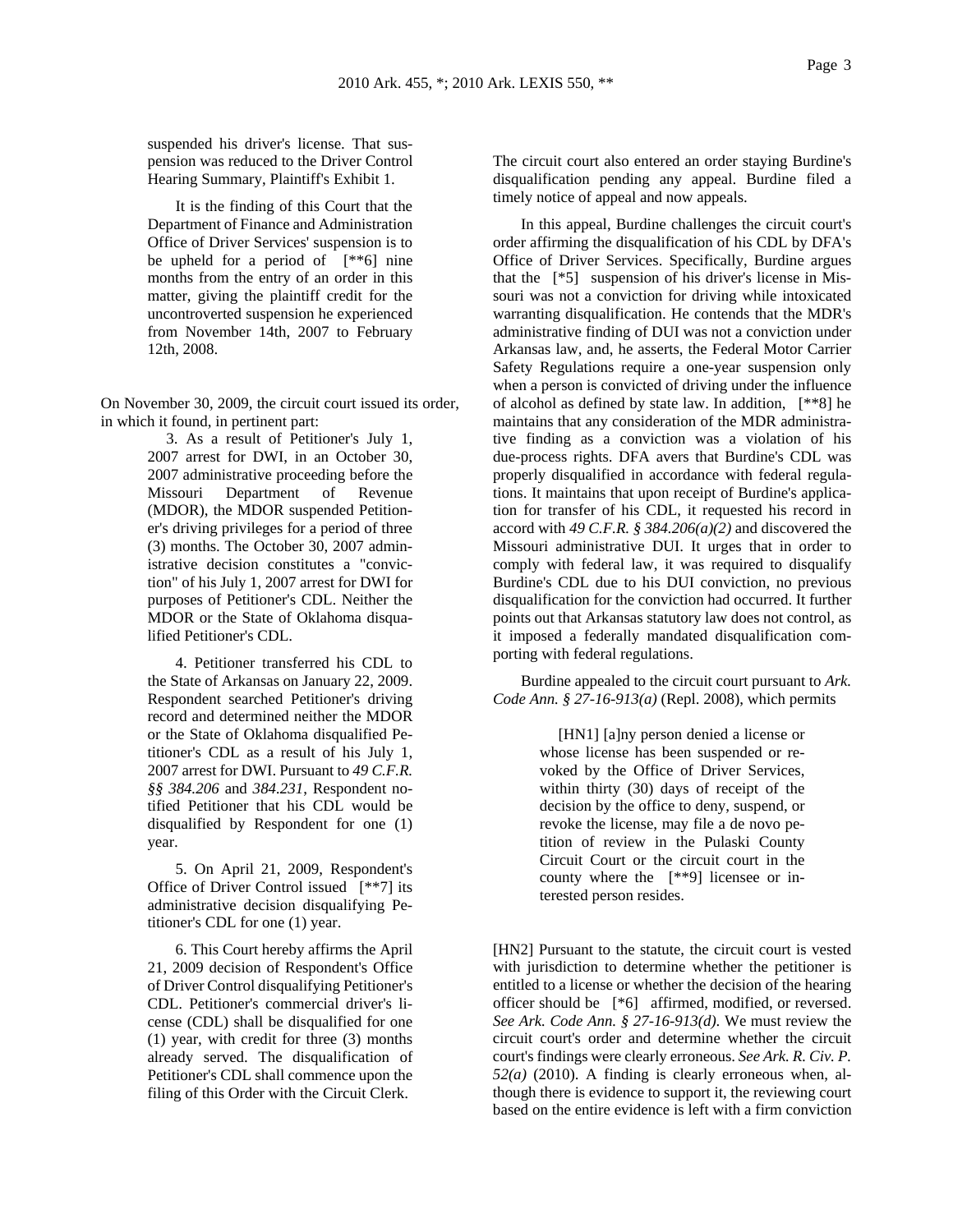suspended his driver's license. That suspension was reduced to the Driver Control Hearing Summary, Plaintiff's Exhibit 1.

> It is the finding of this Court that the Department of Finance and Administration Office of Driver Services' suspension is to be upheld for a period of [**6] nine months from the entry of an order in this matter, giving the plaintiff credit for the uncontroverted suspension he experienced from November 14th, 2007 to February 12th, 2008.

On November 30, 2009, the circuit court issued its order, in which it found, in pertinent part:

> 3. As a result of Petitioner's July 1, 2007 arrest for DWI, in an October 30, 2007 administrative proceeding before the Missouri Department of Revenue (MDOR), the MDOR suspended Petitioner's driving privileges for a period of three (3) months. The October 30, 2007 administrative decision constitutes a "conviction" of his July 1, 2007 arrest for DWI for purposes of Petitioner's CDL. Neither the MDOR or the State of Oklahoma disqualified Petitioner's CDL.
>
> 4. Petitioner transferred his CDL to the State of Arkansas on January 22, 2009. Respondent searched Petitioner's driving record and determined neither the MDOR or the State of Oklahoma disqualified Petitioner's CDL as a result of his July 1, 2007 arrest for DWI. Pursuant to *49 C.F.R. §§ 384.206* and *384.231*, Respondent notified Petitioner that his CDL would be disqualified by Respondent for one (1) year.
>
> 5. On April 21, 2009, Respondent's Office of Driver Control issued [**7] its administrative decision disqualifying Petitioner's CDL for one (1) year.
>
> 6. This Court hereby affirms the April 21, 2009 decision of Respondent's Office of Driver Control disqualifying Petitioner's CDL. Petitioner's commercial driver's license (CDL) shall be disqualified for one (1) year, with credit for three (3) months already served. The disqualification of Petitioner's CDL shall commence upon the filing of this Order with the Circuit Clerk.

The circuit court also entered an order staying Burdine's disqualification pending any appeal. Burdine filed a timely notice of appeal and now appeals.

In this appeal, Burdine challenges the circuit court's order affirming the disqualification of his CDL by DFA's Office of Driver Services. Specifically, Burdine argues that the [*5] suspension of his driver's license in Missouri was not a conviction for driving while intoxicated warranting disqualification. He contends that the MDR's administrative finding of DUI was not a conviction under Arkansas law, and, he asserts, the Federal Motor Carrier Safety Regulations require a one-year suspension only when a person is convicted of driving under the influence of alcohol as defined by state law. In addition, [**8] he maintains that any consideration of the MDR administrative finding as a conviction was a violation of his due-process rights. DFA avers that Burdine's CDL was properly disqualified in accordance with federal regulations. It maintains that upon receipt of Burdine's application for transfer of his CDL, it requested his record in accord with *49 C.F.R. § 384.206(a)(2)* and discovered the Missouri administrative DUI. It urges that in order to comply with federal law, it was required to disqualify Burdine's CDL due to his DUI conviction, no previous disqualification for the conviction had occurred. It further points out that Arkansas statutory law does not control, as it imposed a federally mandated disqualification comporting with federal regulations.

Burdine appealed to the circuit court pursuant to *Ark. Code Ann. § 27-16-913(a)* (Repl. 2008), which permits

> [HN1] [a]ny person denied a license or whose license has been suspended or revoked by the Office of Driver Services, within thirty (30) days of receipt of the decision by the office to deny, suspend, or revoke the license, may file a de novo petition of review in the Pulaski County Circuit Court or the circuit court in the county where the [**9] licensee or interested person resides.

[HN2] Pursuant to the statute, the circuit court is vested with jurisdiction to determine whether the petitioner is entitled to a license or whether the decision of the hearing officer should be [*6] affirmed, modified, or reversed. *See Ark. Code Ann. § 27-16-913(d)*. We must review the circuit court's order and determine whether the circuit court's findings were clearly erroneous. *See Ark. R. Civ. P. 52(a)* (2010). A finding is clearly erroneous when, although there is evidence to support it, the reviewing court based on the entire evidence is left with a firm conviction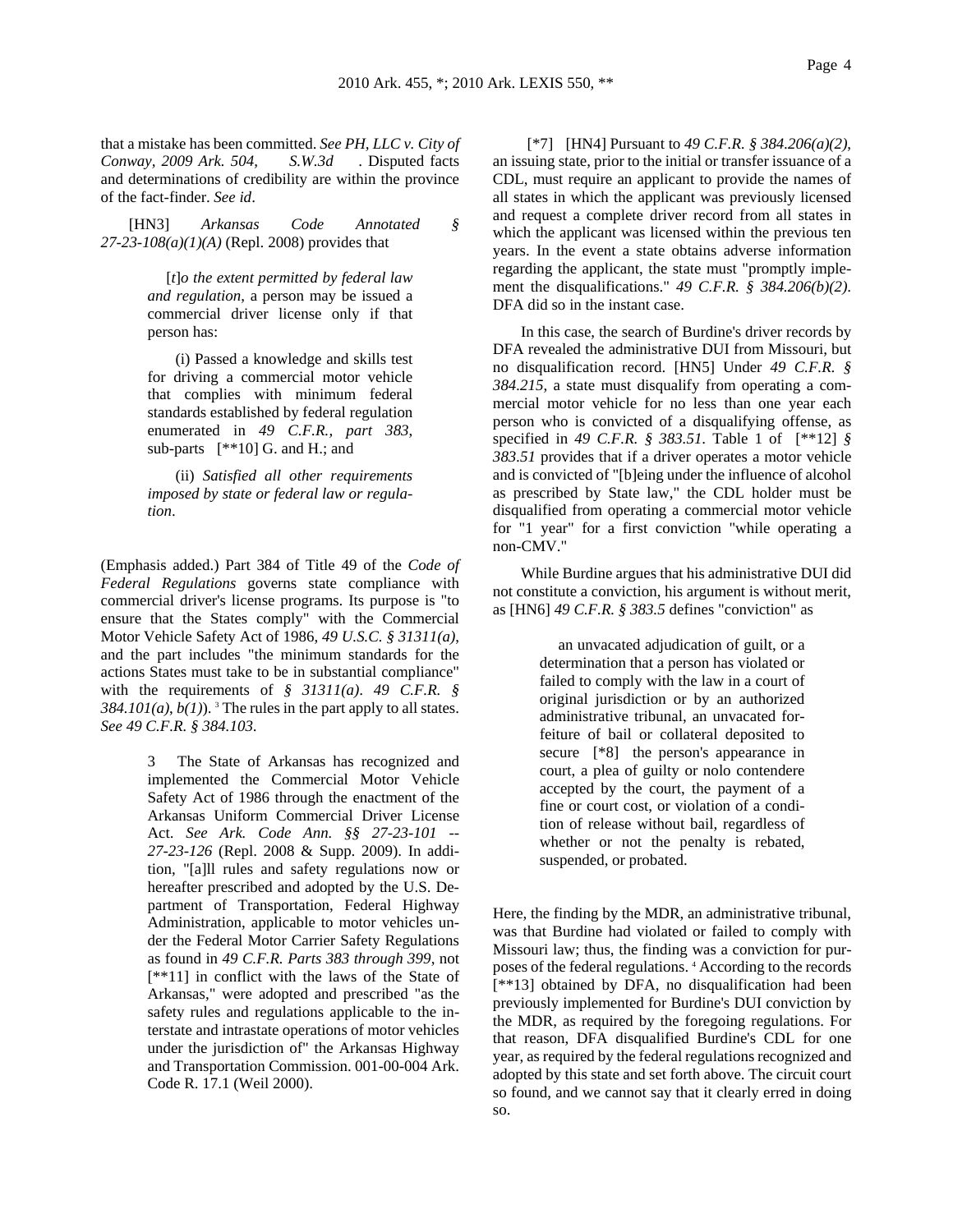that a mistake has been committed. *See PH, LLC v. City of Conway, 2009 Ark. 504, \_\_\_ S.W.3d \_\_\_*. Disputed facts and determinations of credibility are within the province of the fact-finder. *See id*.

[HN3] *Arkansas Code Annotated § 27-23-108(a)(1)(A)* (Repl. 2008) provides that

> [*t*]*o the extent permitted by federal law and regulation*, a person may be issued a commercial driver license only if that person has:
>
> (i) Passed a knowledge and skills test for driving a commercial motor vehicle that complies with minimum federal standards established by federal regulation enumerated in *49 C.F.R., part 383*, sub-parts [**10] G. and H.; and
>
> (ii) *Satisfied all other requirements imposed by state or federal law or regulation*.

(Emphasis added.) Part 384 of Title 49 of the *Code of Federal Regulations* governs state compliance with commercial driver's license programs. Its purpose is "to ensure that the States comply" with the Commercial Motor Vehicle Safety Act of 1986, *49 U.S.C. § 31311(a)*, and the part includes "the minimum standards for the actions States must take to be in substantial compliance" with the requirements of *§ 31311(a)*. *49 C.F.R. § 384.101(a), b(1)*). [3] The rules in the part apply to all states. *See 49 C.F.R. § 384.103*.

> 3 The State of Arkansas has recognized and implemented the Commercial Motor Vehicle Safety Act of 1986 through the enactment of the Arkansas Uniform Commercial Driver License Act. *See Ark. Code Ann. §§ 27-23-101 -- 27-23-126* (Repl. 2008 & Supp. 2009). In addition, "[a]ll rules and safety regulations now or hereafter prescribed and adopted by the U.S. Department of Transportation, Federal Highway Administration, applicable to motor vehicles under the Federal Motor Carrier Safety Regulations as found in *49 C.F.R. Parts 383 through 399*, not [**11] in conflict with the laws of the State of Arkansas," were adopted and prescribed "as the safety rules and regulations applicable to the interstate and intrastate operations of motor vehicles under the jurisdiction of" the Arkansas Highway and Transportation Commission. 001-00-004 Ark. Code R. 17.1 (Weil 2000).

[*7] [HN4] Pursuant to *49 C.F.R. § 384.206(a)(2)*, an issuing state, prior to the initial or transfer issuance of a CDL, must require an applicant to provide the names of all states in which the applicant was previously licensed and request a complete driver record from all states in which the applicant was licensed within the previous ten years. In the event a state obtains adverse information regarding the applicant, the state must "promptly implement the disqualifications." *49 C.F.R. § 384.206(b)(2)*. DFA did so in the instant case.

In this case, the search of Burdine's driver records by DFA revealed the administrative DUI from Missouri, but no disqualification record. [HN5] Under *49 C.F.R. § 384.215*, a state must disqualify from operating a commercial motor vehicle for no less than one year each person who is convicted of a disqualifying offense, as specified in *49 C.F.R. § 383.51*. Table 1 of [**12] *§ 383.51* provides that if a driver operates a motor vehicle and is convicted of "[b]eing under the influence of alcohol as prescribed by State law," the CDL holder must be disqualified from operating a commercial motor vehicle for "1 year" for a first conviction "while operating a non-CMV."

While Burdine argues that his administrative DUI did not constitute a conviction, his argument is without merit, as [HN6] *49 C.F.R. § 383.5* defines "conviction" as

> an unvacated adjudication of guilt, or a determination that a person has violated or failed to comply with the law in a court of original jurisdiction or by an authorized administrative tribunal, an unvacated forfeiture of bail or collateral deposited to secure [*8] the person's appearance in court, a plea of guilty or nolo contendere accepted by the court, the payment of a fine or court cost, or violation of a condition of release without bail, regardless of whether or not the penalty is rebated, suspended, or probated.

Here, the finding by the MDR, an administrative tribunal, was that Burdine had violated or failed to comply with Missouri law; thus, the finding was a conviction for purposes of the federal regulations. [4] According to the records [**13] obtained by DFA, no disqualification had been previously implemented for Burdine's DUI conviction by the MDR, as required by the foregoing regulations. For that reason, DFA disqualified Burdine's CDL for one year, as required by the federal regulations recognized and adopted by this state and set forth above. The circuit court so found, and we cannot say that it clearly erred in doing so.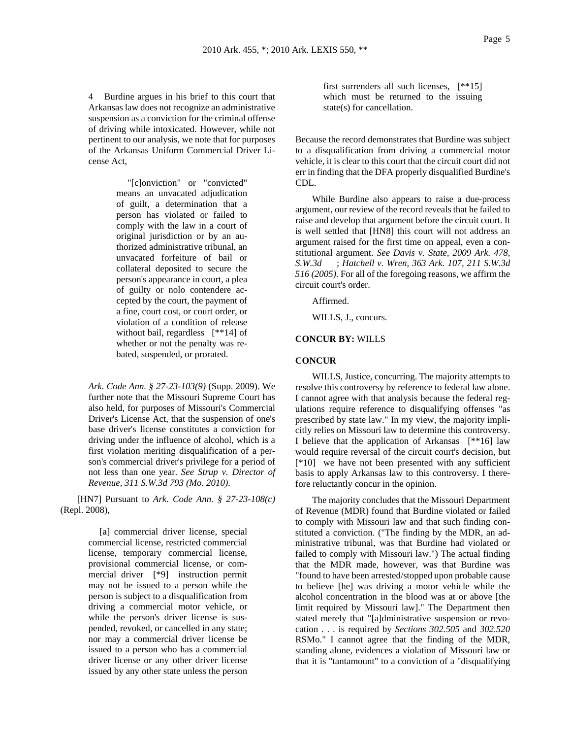4 Burdine argues in his brief to this court that Arkansas law does not recognize an administrative suspension as a conviction for the criminal offense of driving while intoxicated. However, while not pertinent to our analysis, we note that for purposes of the Arkansas Uniform Commercial Driver License Act,

> "[c]onviction" or "convicted" means an unvacated adjudication of guilt, a determination that a person has violated or failed to comply with the law in a court of original jurisdiction or by an authorized administrative tribunal, an unvacated forfeiture of bail or collateral deposited to secure the person's appearance in court, a plea of guilty or nolo contendere accepted by the court, the payment of a fine, court cost, or court order, or violation of a condition of release without bail, regardless [**14] of whether or not the penalty was rebated, suspended, or prorated.

*Ark. Code Ann. § 27-23-103(9)* (Supp. 2009). We further note that the Missouri Supreme Court has also held, for purposes of Missouri's Commercial Driver's License Act, that the suspension of one's base driver's license constitutes a conviction for driving under the influence of alcohol, which is a first violation meriting disqualification of a person's commercial driver's privilege for a period of not less than one year. *See Strup v. Director of Revenue, 311 S.W.3d 793 (Mo. 2010).*

[HN7] Pursuant to *Ark. Code Ann. § 27-23-108(c)* (Repl. 2008),

> [a] commercial driver license, special commercial license, restricted commercial license, temporary commercial license, provisional commercial license, or commercial driver [*9] instruction permit may not be issued to a person while the person is subject to a disqualification from driving a commercial motor vehicle, or while the person's driver license is suspended, revoked, or cancelled in any state; nor may a commercial driver license be issued to a person who has a commercial driver license or any other driver license issued by any other state unless the person first surrenders all such licenses, [**15] which must be returned to the issuing state(s) for cancellation.

Because the record demonstrates that Burdine was subject to a disqualification from driving a commercial motor vehicle, it is clear to this court that the circuit court did not err in finding that the DFA properly disqualified Burdine's CDL.

While Burdine also appears to raise a due-process argument, our review of the record reveals that he failed to raise and develop that argument before the circuit court. It is well settled that [HN8] this court will not address an argument raised for the first time on appeal, even a constitutional argument. *See Davis v. State, 2009 Ark. 478, S.W.3d ; Hatchell v. Wren, 363 Ark. 107, 211 S.W.3d 516 (2005)*. For all of the foregoing reasons, we affirm the circuit court's order.

Affirmed.

WILLS, J., concurs.

**CONCUR BY:** WILLS

**CONCUR**

WILLS, Justice, concurring. The majority attempts to resolve this controversy by reference to federal law alone. I cannot agree with that analysis because the federal regulations require reference to disqualifying offenses "as prescribed by state law." In my view, the majority implicitly relies on Missouri law to determine this controversy. I believe that the application of Arkansas [**16] law would require reversal of the circuit court's decision, but [*10] we have not been presented with any sufficient basis to apply Arkansas law to this controversy. I therefore reluctantly concur in the opinion.

The majority concludes that the Missouri Department of Revenue (MDR) found that Burdine violated or failed to comply with Missouri law and that such finding constituted a conviction. ("The finding by the MDR, an administrative tribunal, was that Burdine had violated or failed to comply with Missouri law.") The actual finding that the MDR made, however, was that Burdine was "found to have been arrested/stopped upon probable cause to believe [he] was driving a motor vehicle while the alcohol concentration in the blood was at or above [the limit required by Missouri law]." The Department then stated merely that "[a]dministrative suspension or revocation . . . is required by *Sections 302.505* and *302.520* RSMo." I cannot agree that the finding of the MDR, standing alone, evidences a violation of Missouri law or that it is "tantamount" to a conviction of a "disqualifying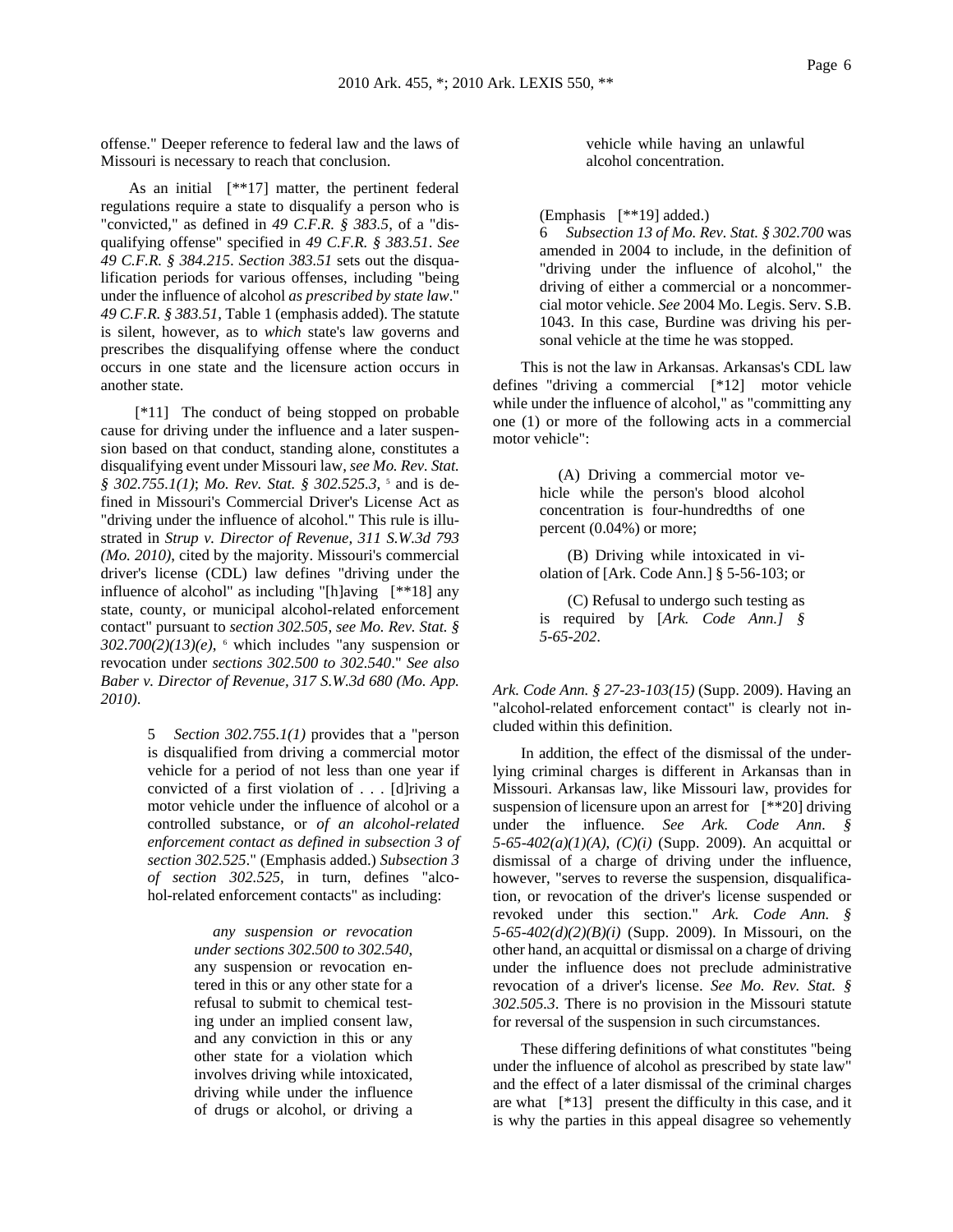offense." Deeper reference to federal law and the laws of Missouri is necessary to reach that conclusion.

As an initial [**17] matter, the pertinent federal regulations require a state to disqualify a person who is "convicted," as defined in *49 C.F.R. § 383.5*, of a "disqualifying offense" specified in *49 C.F.R. § 383.51*. *See 49 C.F.R. § 384.215*. *Section 383.51* sets out the disqualification periods for various offenses, including "being under the influence of alcohol *as prescribed by state law*." *49 C.F.R. § 383.51*, Table 1 (emphasis added). The statute is silent, however, as to *which* state's law governs and prescribes the disqualifying offense where the conduct occurs in one state and the licensure action occurs in another state.

[*11] The conduct of being stopped on probable cause for driving under the influence and a later suspension based on that conduct, standing alone, constitutes a disqualifying event under Missouri law, *see Mo. Rev. Stat. § 302.755.1(1)*; *Mo. Rev. Stat. § 302.525.3*, [5] and is defined in Missouri's Commercial Driver's License Act as "driving under the influence of alcohol." This rule is illustrated in *Strup v. Director of Revenue, 311 S.W.3d 793 (Mo. 2010)*, cited by the majority. Missouri's commercial driver's license (CDL) law defines "driving under the influence of alcohol" as including "[h]aving [**18] any state, county, or municipal alcohol-related enforcement contact" pursuant to *section 302.505*, *see Mo. Rev. Stat. § 302.700(2)(13)(e)*, [6] which includes "any suspension or revocation under *sections 302.500 to 302.540*." *See also Baber v. Director of Revenue, 317 S.W.3d 680 (Mo. App. 2010)*.

> 5 *Section 302.755.1(1)* provides that a "person is disqualified from driving a commercial motor vehicle for a period of not less than one year if convicted of a first violation of . . . [d]riving a motor vehicle under the influence of alcohol or a controlled substance, or *of an alcohol-related enforcement contact as defined in subsection 3 of section 302.525*." (Emphasis added.) *Subsection 3 of section 302.525*, in turn, defines "alcohol-related enforcement contacts" as including:
>
> > *any suspension or revocation under sections 302.500 to 302.540*, any suspension or revocation entered in this or any other state for a refusal to submit to chemical testing under an implied consent law, and any conviction in this or any other state for a violation which involves driving while intoxicated, driving while under the influence of drugs or alcohol, or driving a vehicle while having an unlawful alcohol concentration.
>
> (Emphasis [**19] added.)
>
> 6 *Subsection 13 of Mo. Rev. Stat. § 302.700* was amended in 2004 to include, in the definition of "driving under the influence of alcohol," the driving of either a commercial or a noncommercial motor vehicle. *See* 2004 Mo. Legis. Serv. S.B. 1043. In this case, Burdine was driving his personal vehicle at the time he was stopped.

This is not the law in Arkansas. Arkansas's CDL law defines "driving a commercial [*12] motor vehicle while under the influence of alcohol," as "committing any one (1) or more of the following acts in a commercial motor vehicle":

> (A) Driving a commercial motor vehicle while the person's blood alcohol concentration is four-hundredths of one percent (0.04%) or more;
>
> (B) Driving while intoxicated in violation of [Ark. Code Ann.] § 5-56-103; or
>
> (C) Refusal to undergo such testing as is required by [*Ark. Code Ann.] § 5-65-202*.

*Ark. Code Ann. § 27-23-103(15)* (Supp. 2009). Having an "alcohol-related enforcement contact" is clearly not included within this definition.

In addition, the effect of the dismissal of the underlying criminal charges is different in Arkansas than in Missouri. Arkansas law, like Missouri law, provides for suspension of licensure upon an arrest for [**20] driving under the influence. *See Ark. Code Ann. § 5-65-402(a)(1)(A), (C)(i)* (Supp. 2009). An acquittal or dismissal of a charge of driving under the influence, however, "serves to reverse the suspension, disqualification, or revocation of the driver's license suspended or revoked under this section." *Ark. Code Ann. § 5-65-402(d)(2)(B)(i)* (Supp. 2009). In Missouri, on the other hand, an acquittal or dismissal on a charge of driving under the influence does not preclude administrative revocation of a driver's license. *See Mo. Rev. Stat. § 302.505.3*. There is no provision in the Missouri statute for reversal of the suspension in such circumstances.

These differing definitions of what constitutes "being under the influence of alcohol as prescribed by state law" and the effect of a later dismissal of the criminal charges are what [*13] present the difficulty in this case, and it is why the parties in this appeal disagree so vehemently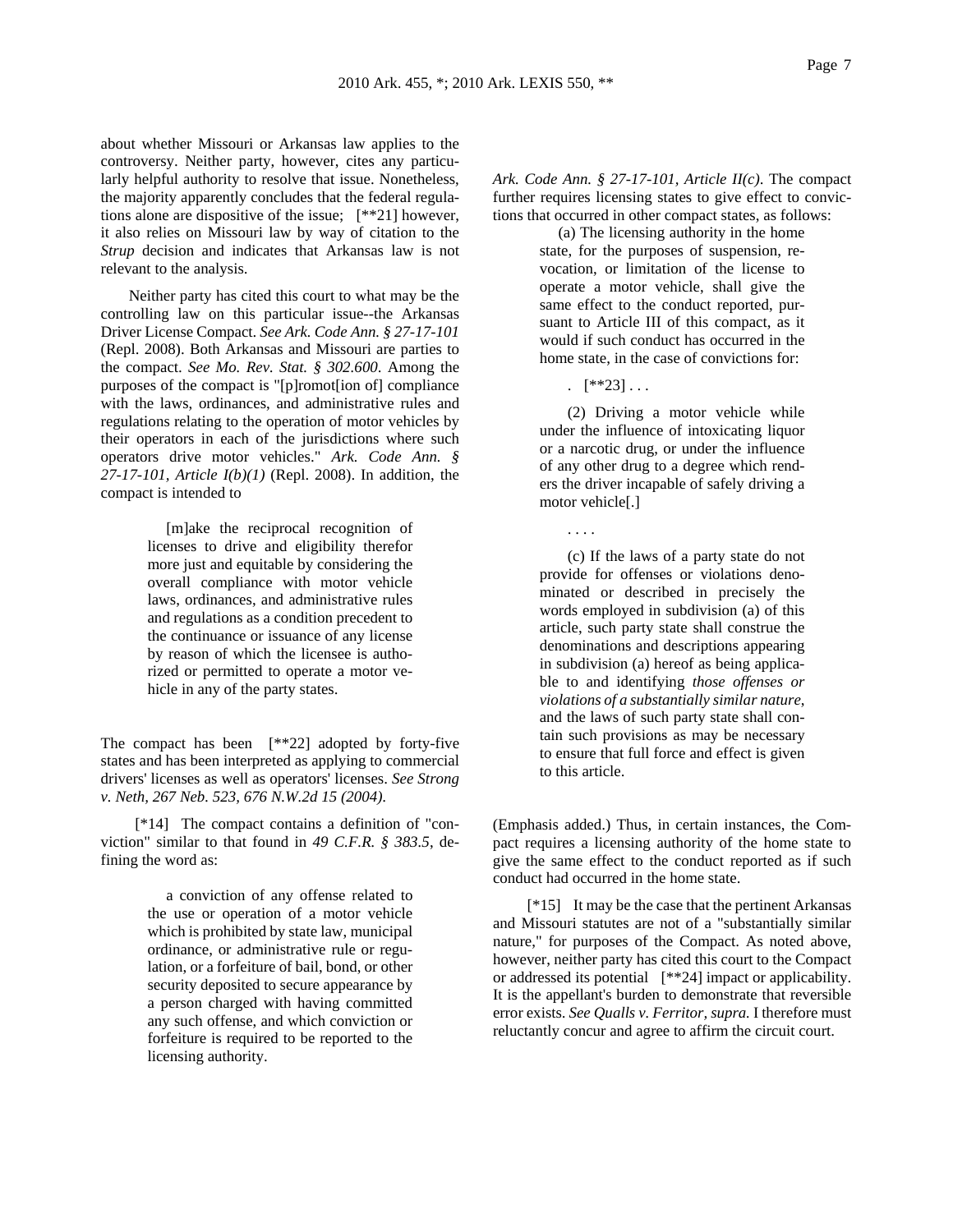about whether Missouri or Arkansas law applies to the controversy. Neither party, however, cites any particularly helpful authority to resolve that issue. Nonetheless, the majority apparently concludes that the federal regulations alone are dispositive of the issue; [**21] however, it also relies on Missouri law by way of citation to the *Strup* decision and indicates that Arkansas law is not relevant to the analysis.

Neither party has cited this court to what may be the controlling law on this particular issue--the Arkansas Driver License Compact. *See Ark. Code Ann. § 27-17-101* (Repl. 2008). Both Arkansas and Missouri are parties to the compact. *See Mo. Rev. Stat. § 302.600*. Among the purposes of the compact is "[p]romot[ion of] compliance with the laws, ordinances, and administrative rules and regulations relating to the operation of motor vehicles by their operators in each of the jurisdictions where such operators drive motor vehicles." *Ark. Code Ann. § 27-17-101, Article I(b)(1)* (Repl. 2008). In addition, the compact is intended to

> [m]ake the reciprocal recognition of licenses to drive and eligibility therefor more just and equitable by considering the overall compliance with motor vehicle laws, ordinances, and administrative rules and regulations as a condition precedent to the continuance or issuance of any license by reason of which the licensee is authorized or permitted to operate a motor vehicle in any of the party states.

The compact has been [**22] adopted by forty-five states and has been interpreted as applying to commercial drivers' licenses as well as operators' licenses. *See Strong v. Neth, 267 Neb. 523, 676 N.W.2d 15 (2004).*

[*14] The compact contains a definition of "conviction" similar to that found in *49 C.F.R. § 383.5*, defining the word as:

> a conviction of any offense related to the use or operation of a motor vehicle which is prohibited by state law, municipal ordinance, or administrative rule or regulation, or a forfeiture of bail, bond, or other security deposited to secure appearance by a person charged with having committed any such offense, and which conviction or forfeiture is required to be reported to the licensing authority.

*Ark. Code Ann. § 27-17-101, Article II(c)*. The compact further requires licensing states to give effect to convictions that occurred in other compact states, as follows:

> (a) The licensing authority in the home state, for the purposes of suspension, revocation, or limitation of the license to operate a motor vehicle, shall give the same effect to the conduct reported, pursuant to Article III of this compact, as it would if such conduct has occurred in the home state, in the case of convictions for:
>
> . [**23] . . .
>
> (2) Driving a motor vehicle while under the influence of intoxicating liquor or a narcotic drug, or under the influence of any other drug to a degree which renders the driver incapable of safely driving a motor vehicle[.]
>
> . . . .
>
> (c) If the laws of a party state do not provide for offenses or violations denominated or described in precisely the words employed in subdivision (a) of this article, such party state shall construe the denominations and descriptions appearing in subdivision (a) hereof as being applicable to and identifying *those offenses or violations of a substantially similar nature*, and the laws of such party state shall contain such provisions as may be necessary to ensure that full force and effect is given to this article.

(Emphasis added.) Thus, in certain instances, the Compact requires a licensing authority of the home state to give the same effect to the conduct reported as if such conduct had occurred in the home state.

[*15] It may be the case that the pertinent Arkansas and Missouri statutes are not of a "substantially similar nature," for purposes of the Compact. As noted above, however, neither party has cited this court to the Compact or addressed its potential [**24] impact or applicability. It is the appellant's burden to demonstrate that reversible error exists. *See Qualls v. Ferritor, supra.* I therefore must reluctantly concur and agree to affirm the circuit court.